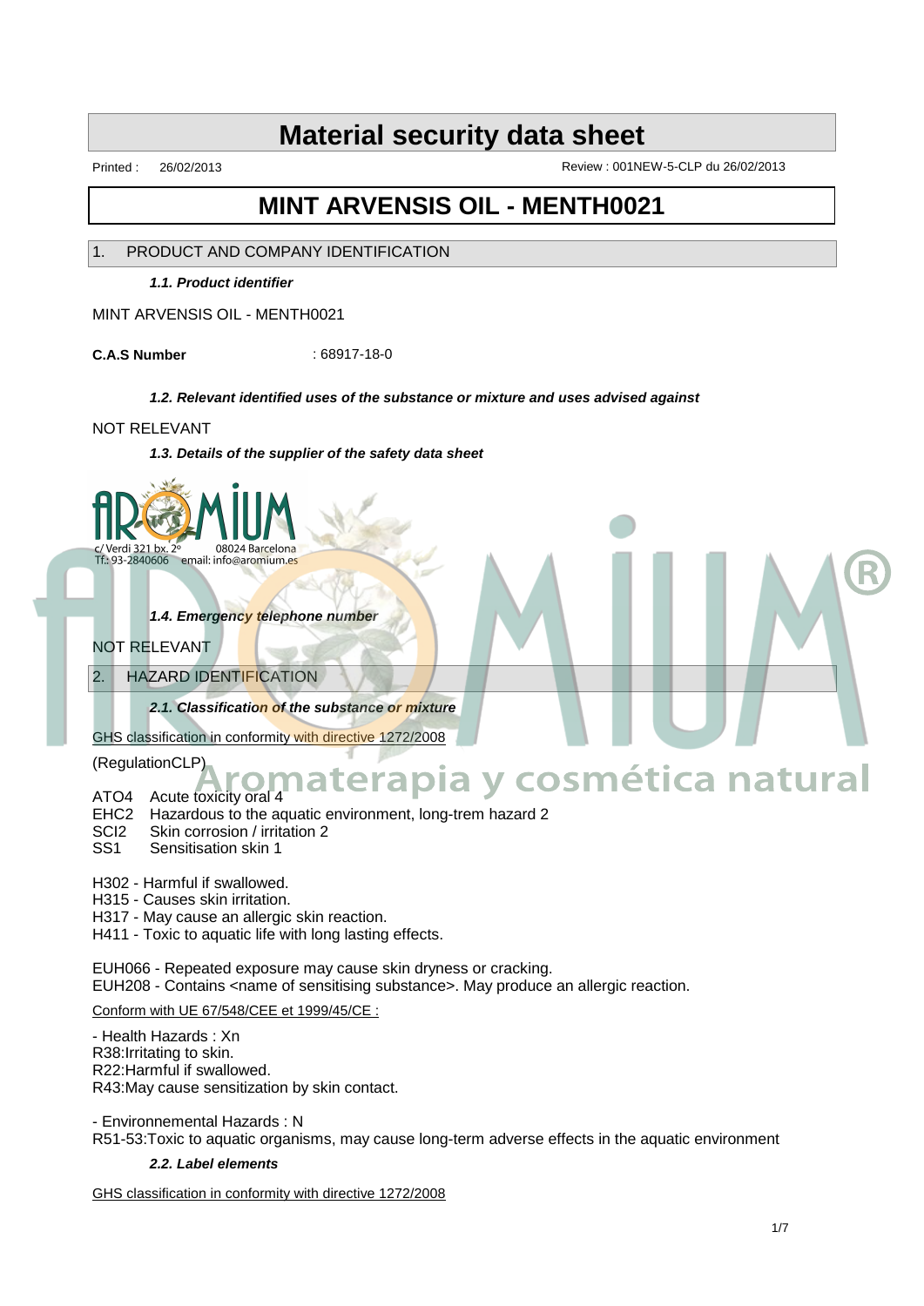# Material security data sheet

Printed : 26/02/2013 Review : 001NEW-5-CLP du 26/02/2013

# MINT ARVENSIS OIL - MENTH0021

## 1. PRODUCT AND COMPANY IDENTIFICATION

### *1.1. Product identifier*

MINT ARVENSIS OIL - MENTH0021

**C.A.S Number** : 68917-18-0

### *1.2. Relevant identified uses of the substance or mixture and uses advised against*

NOT RELEVANT

### *1.3. Details of the supplier of the safety data sheet*

AROMIUM
c/ Verdi 321 bx. 2º 08024 Barcelona
Tf.: 93-2840606 email: info@aromium.es

### *1.4. Emergency telephone number*

NOT RELEVANT

## 2. HAZARD IDENTIFICATION

### *2.1. Classification of the substance or mixture*

GHS classification in conformity with directive 1272/2008

(RegulationCLP)

ATO4 Acute toxicity oral 4
EHC2 Hazardous to the aquatic environment, long-trem hazard 2
SCI2 Skin corrosion / irritation 2
SS1 Sensitisation skin 1

H302 - Harmful if swallowed.
H315 - Causes skin irritation.
H317 - May cause an allergic skin reaction.
H411 - Toxic to aquatic life with long lasting effects.

EUH066 - Repeated exposure may cause skin dryness or cracking.
EUH208 - Contains <name of sensitising substance>. May produce an allergic reaction.

Conform with UE 67/548/CEE et 1999/45/CE :

- Health Hazards : Xn
R38:Irritating to skin.
R22:Harmful if swallowed.
R43:May cause sensitization by skin contact.

- Environnemental Hazards : N
R51-53:Toxic to aquatic organisms, may cause long-term adverse effects in the aquatic environment

### *2.2. Label elements*

GHS classification in conformity with directive 1272/2008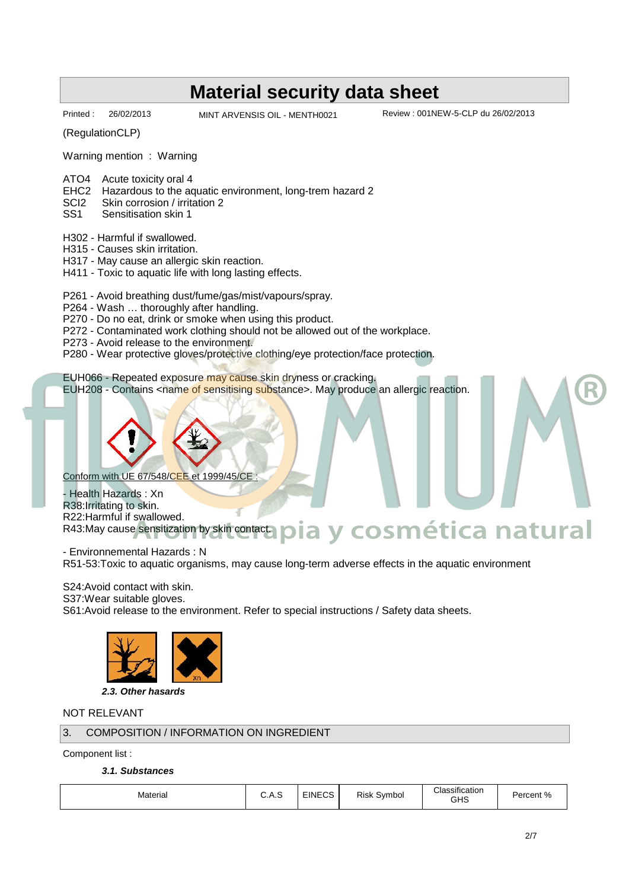# Material security data sheet

Printed : 26/02/2013 MINT ARVENSIS OIL - MENTH0021 Review : 001NEW-5-CLP du 26/02/2013

(RegulationCLP)

Warning mention : Warning

ATO4 Acute toxicity oral 4
EHC2 Hazardous to the aquatic environment, long-trem hazard 2
SCI2 Skin corrosion / irritation 2
SS1 Sensitisation skin 1

H302 - Harmful if swallowed.
H315 - Causes skin irritation.
H317 - May cause an allergic skin reaction.
H411 - Toxic to aquatic life with long lasting effects.

P261 - Avoid breathing dust/fume/gas/mist/vapours/spray.
P264 - Wash … thoroughly after handling.
P270 - Do no eat, drink or smoke when using this product.
P272 - Contaminated work clothing should not be allowed out of the workplace.
P273 - Avoid release to the environment.
P280 - Wear protective gloves/protective clothing/eye protection/face protection.

EUH066 - Repeated exposure may cause skin dryness or cracking.
EUH208 - Contains <name of sensitising substance>. May produce an allergic reaction.

Conform with UE 67/548/CEE et 1999/45/CE :

- Health Hazards : Xn
R38:Irritating to skin.
R22:Harmful if swallowed.
R43:May cause sensitization by skin contact.

- Environnemental Hazards : N
R51-53:Toxic to aquatic organisms, may cause long-term adverse effects in the aquatic environment

S24:Avoid contact with skin.
S37:Wear suitable gloves.
S61:Avoid release to the environment. Refer to special instructions / Safety data sheets.

***2.3. Other hazards***

NOT RELEVANT

## 3. COMPOSITION / INFORMATION ON INGREDIENT

Component list :

***3.1. Substances***

| Material | C.A.S | EINECS | Risk Symbol | Classification GHS | Percent % |
|---|---|---|---|---|---|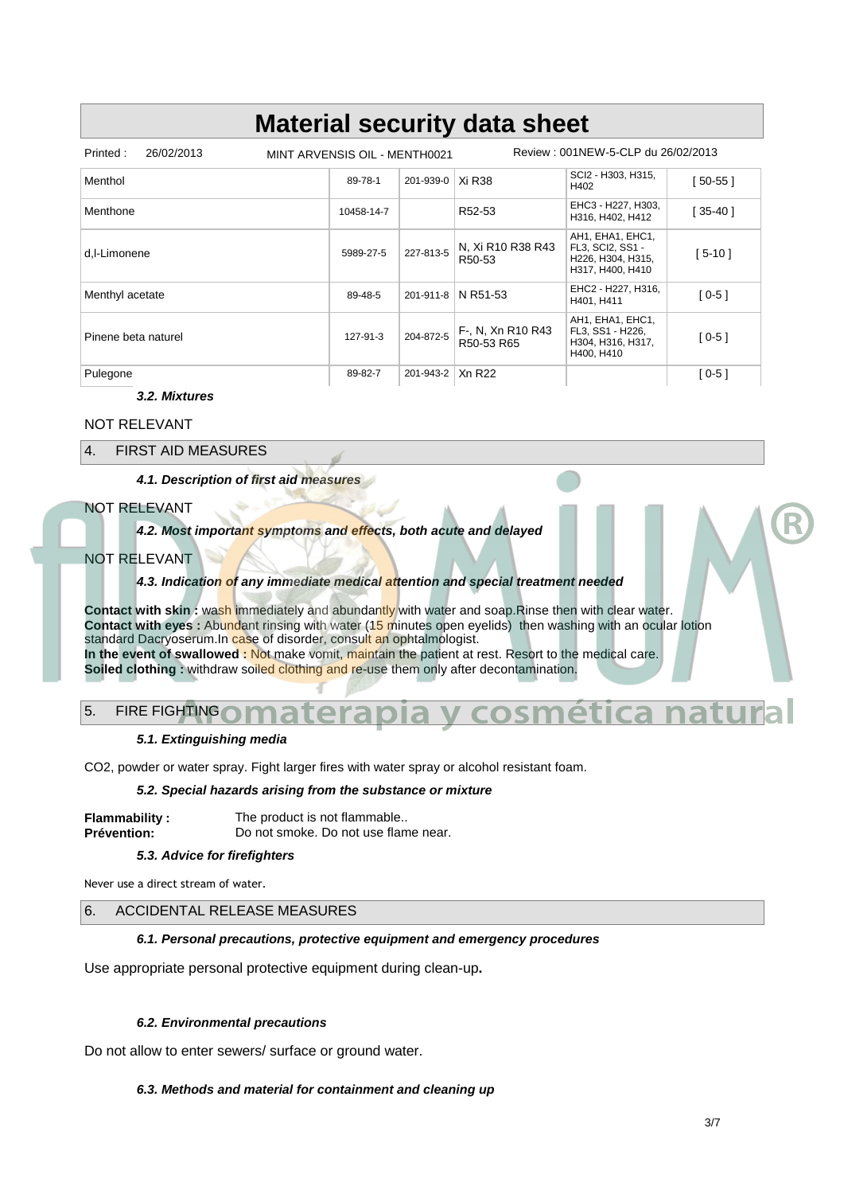| Menthol | 89-78-1 | 201-939-0 | Xi R38 | SCI2 - H303, H315, H402 | [ 50-55 ] |
|---|---|---|---|---|---|
| Menthone | 10458-14-7 | | R52-53 | EHC3 - H227, H303, H316, H402, H412 | [ 35-40 ] |
| d,l-Limonene | 5989-27-5 | 227-813-5 | N, Xi R10 R38 R43 R50-53 | AH1, EHA1, EHC1, FL3, SCI2, SS1 - H226, H304, H315, H317, H400, H410 | [ 5-10 ] |
| Menthyl acetate | 89-48-5 | 201-911-8 | N R51-53 | EHC2 - H227, H316, H401, H411 | [ 0-5 ] |
| Pinene beta naturel | 127-91-3 | 204-872-5 | F-, N, Xn R10 R43 R50-53 R65 | AH1, EHA1, EHC1, FL3, SS1 - H226, H304, H316, H317, H400, H410 | [ 0-5 ] |
| Pulegone | 89-82-7 | 201-943-2 | Xn R22 | | [ 0-5 ] |

#### *3.2. Mixtures*

NOT RELEVANT

## 4. FIRST AID MEASURES

#### *4.1. Description of first aid measures*

NOT RELEVANT

#### *4.2. Most important symptoms and effects, both acute and delayed*

NOT RELEVANT

#### *4.3. Indication of any immediate medical attention and special treatment needed*

**Contact with skin :** wash immediately and abundantly with water and soap.Rinse then with clear water.
**Contact with eyes :** Abundant rinsing with water (15 minutes open eyelids) then washing with an ocular lotion standard Dacryoserum.In case of disorder, consult an ophtalmologist.
**In the event of swallowed :** Not make vomit, maintain the patient at rest. Resort to the medical care.
**Soiled clothing :** withdraw soiled clothing and re-use them only after decontamination.

## 5. FIRE FIGHTING

#### *5.1. Extinguishing media*

$CO_2$, powder or water spray. Fight larger fires with water spray or alcohol resistant foam.

#### *5.2. Special hazards arising from the substance or mixture*

**Flammability :** The product is not flammable..
**Prévention:** Do not smoke. Do not use flame near.

#### *5.3. Advice for firefighters*

Never use a direct stream of water.

## 6. ACCIDENTAL RELEASE MEASURES

#### *6.1. Personal precautions, protective equipment and emergency procedures*

Use appropriate personal protective equipment during clean-up**.**

#### *6.2. Environmental precautions*

Do not allow to enter sewers/ surface or ground water.

#### *6.3. Methods and material for containment and cleaning up*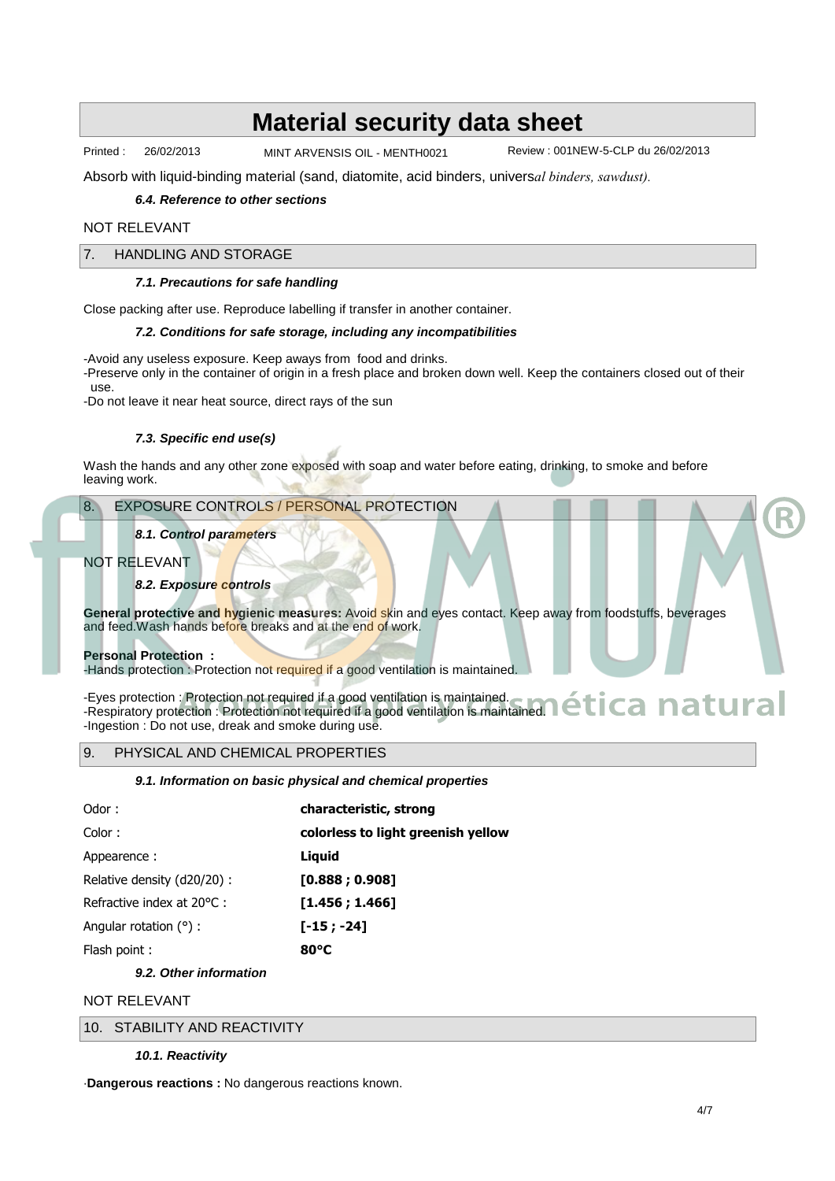Absorb with liquid-binding material (sand, diatomite, acid binders, universal binders, sawdust).

### 6.4. Reference to other sections

NOT RELEVANT

## 7. HANDLING AND STORAGE

### 7.1. Precautions for safe handling

Close packing after use. Reproduce labelling if transfer in another container.

### 7.2. Conditions for safe storage, including any incompatibilities

-Avoid any useless exposure. Keep aways from food and drinks.
-Preserve only in the container of origin in a fresh place and broken down well. Keep the containers closed out of their use.
-Do not leave it near heat source, direct rays of the sun

### 7.3. Specific end use(s)

Wash the hands and any other zone exposed with soap and water before eating, drinking, to smoke and before leaving work.

## 8. EXPOSURE CONTROLS / PERSONAL PROTECTION

### 8.1. Control parameters

NOT RELEVANT

### 8.2. Exposure controls

**General protective and hygienic measures:** Avoid skin and eyes contact. Keep away from foodstuffs, beverages and feed.Wash hands before breaks and at the end of work.

**Personal Protection :**
-Hands protection : Protection not required if a good ventilation is maintained.

-Eyes protection : Protection not required if a good ventilation is maintained.
-Respiratory protection : Protection not required if a good ventilation is maintained.
-Ingestion : Do not use, dreak and smoke during use.

## 9. PHYSICAL AND CHEMICAL PROPERTIES

### 9.1. Information on basic physical and chemical properties

| | |
|---|---|
| Odor : | **characteristic, strong** |
| Color : | **colorless to light greenish yellow** |
| Appearence : | **Liquid** |
| Relative density (d20/20) : | **[0.888 ; 0.908]** |
| Refractive index at 20°C : | **[1.456 ; 1.466]** |
| Angular rotation (°) : | **[-15 ; -24]** |
| Flash point : | **80°C** |

### 9.2. Other information

NOT RELEVANT

## 10. STABILITY AND REACTIVITY

### 10.1. Reactivity

·**Dangerous reactions :** No dangerous reactions known.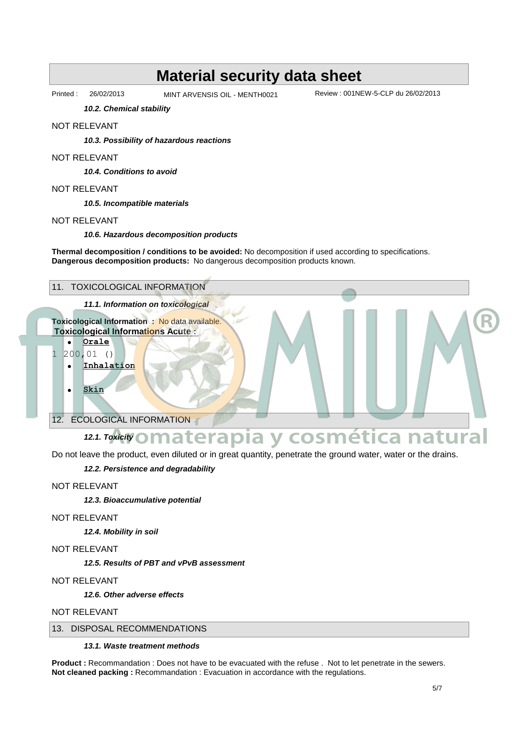10.2. Chemical stability

NOT RELEVANT

*10.3. Possibility of hazardous reactions*

NOT RELEVANT

*10.4. Conditions to avoid*

NOT RELEVANT

*10.5. Incompatible materials*

NOT RELEVANT

*10.6. Hazardous decomposition products*

**Thermal decomposition / conditions to be avoided:** No decomposition if used according to specifications.
**Dangerous decomposition products:** No dangerous decomposition products known.

## 11. TOXICOLOGICAL INFORMATION

*11.1. Information on toxicological*

**Toxicological Information :** No data available.
**Toxicological Informations Acute :**

- **Orale**

1 200,01 ()

- **Inhalation**
- **Skin**

## 12. ECOLOGICAL INFORMATION

*12.1. Toxicity*

Do not leave the product, even diluted or in great quantity, penetrate the ground water, water or the drains.

*12.2. Persistence and degradability*

NOT RELEVANT

*12.3. Bioaccumulative potential*

NOT RELEVANT

*12.4. Mobility in soil*

NOT RELEVANT

*12.5. Results of PBT and vPvB assessment*

NOT RELEVANT

*12.6. Other adverse effects*

NOT RELEVANT

## 13. DISPOSAL RECOMMENDATIONS

*13.1. Waste treatment methods*

**Product :** Recommandation : Does not have to be evacuated with the refuse . Not to let penetrate in the sewers.
**Not cleaned packing :** Recommandation : Evacuation in accordance with the regulations.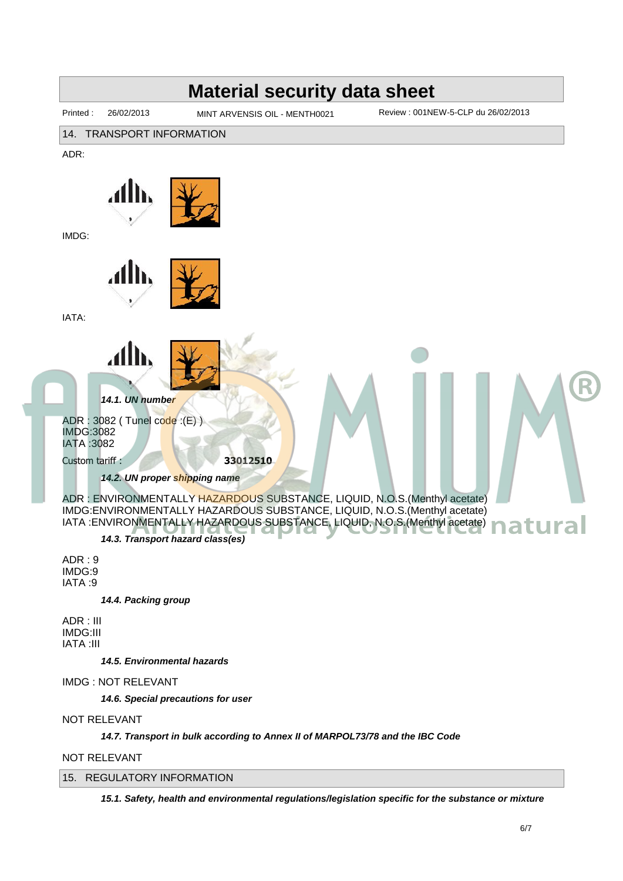# Material security data sheet

Printed : 26/02/2013 MINT ARVENSIS OIL - MENTH0021 Review : 001NEW-5-CLP du 26/02/2013

## 14. TRANSPORT INFORMATION

ADR:

IMDG:

IATA:

### *14.1. UN number*

ADR : 3082 ( Tunel code :(E) )
IMDG:3082
IATA :3082

Custom tariff : **33012510**

### *14.2. UN proper shipping name*

ADR : ENVIRONMENTALLY HAZARDOUS SUBSTANCE, LIQUID, N.O.S.(Menthyl acetate)
IMDG:ENVIRONMENTALLY HAZARDOUS SUBSTANCE, LIQUID, N.O.S.(Menthyl acetate)
IATA :ENVIRONMENTALLY HAZARDOUS SUBSTANCE, LIQUID, N.O.S.(Menthyl acetate)

### *14.3. Transport hazard class(es)*

ADR : 9
IMDG:9
IATA :9

### *14.4. Packing group*

ADR : III
IMDG:III
IATA :III

### *14.5. Environmental hazards*

IMDG : NOT RELEVANT

### *14.6. Special precautions for user*

NOT RELEVANT

### *14.7. Transport in bulk according to Annex II of MARPOL73/78 and the IBC Code*

NOT RELEVANT

## 15. REGULATORY INFORMATION

### *15.1. Safety, health and environmental regulations/legislation specific for the substance or mixture*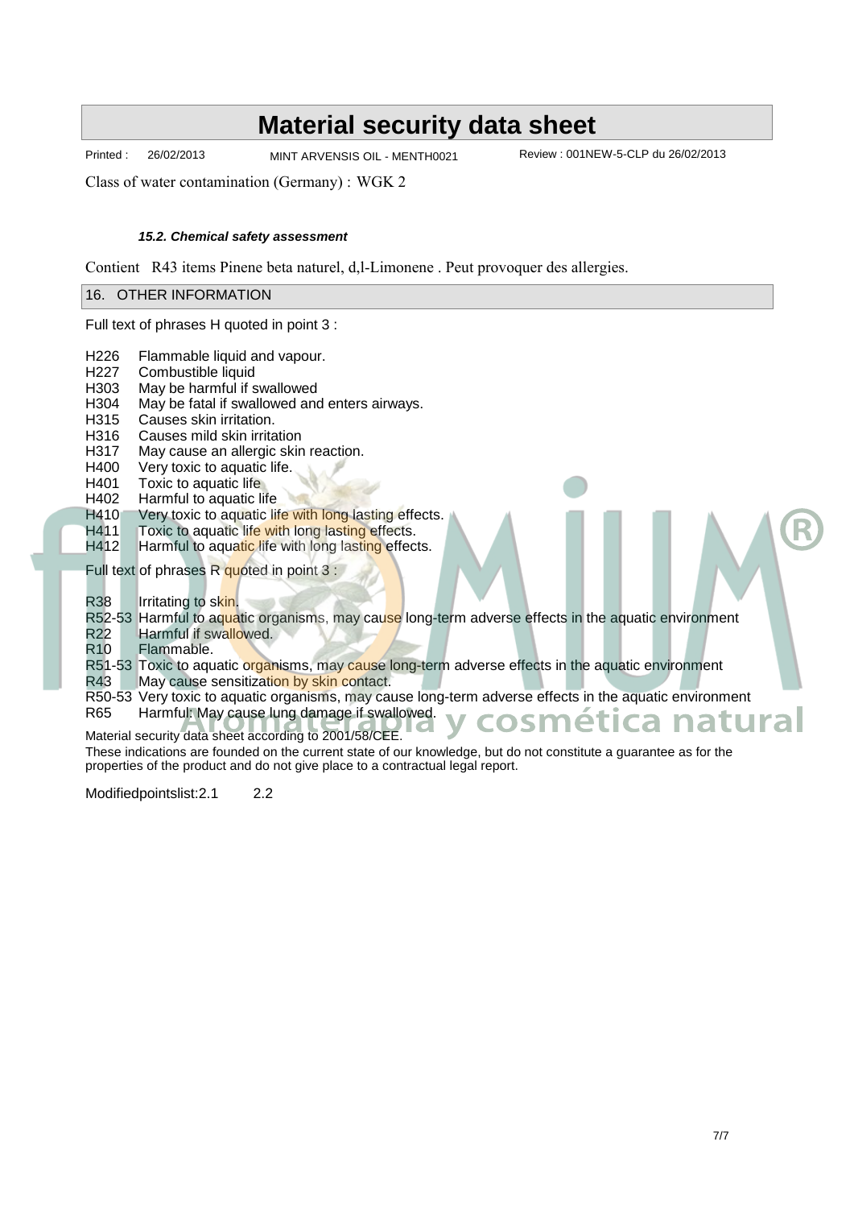Class of water contamination (Germany) : WGK 2

#### *15.2. Chemical safety assessment*

Contient R43 items Pinene beta naturel, d,l-Limonene . Peut provoquer des allergies.

## 16. OTHER INFORMATION

Full text of phrases H quoted in point 3 :

H226 Flammable liquid and vapour.
H227 Combustible liquid
H303 May be harmful if swallowed
H304 May be fatal if swallowed and enters airways.
H315 Causes skin irritation.
H316 Causes mild skin irritation
H317 May cause an allergic skin reaction.
H400 Very toxic to aquatic life.
H401 Toxic to aquatic life
H402 Harmful to aquatic life
H410 Very toxic to aquatic life with long lasting effects.
H411 Toxic to aquatic life with long lasting effects.
H412 Harmful to aquatic life with long lasting effects.

Full text of phrases R quoted in point 3 :

R38 Irritating to skin.
R52-53 Harmful to aquatic organisms, may cause long-term adverse effects in the aquatic environment
R22 Harmful if swallowed.
R10 Flammable.
R51-53 Toxic to aquatic organisms, may cause long-term adverse effects in the aquatic environment
R43 May cause sensitization by skin contact.
R50-53 Very toxic to aquatic organisms, may cause long-term adverse effects in the aquatic environment
R65 Harmful: May cause lung damage if swallowed.

Material security data sheet according to 2001/58/CEE.

These indications are founded on the current state of our knowledge, but do not constitute a guarantee as for the properties of the product and do not give place to a contractual legal report.

Modifiedpointslist:2.1 2.2